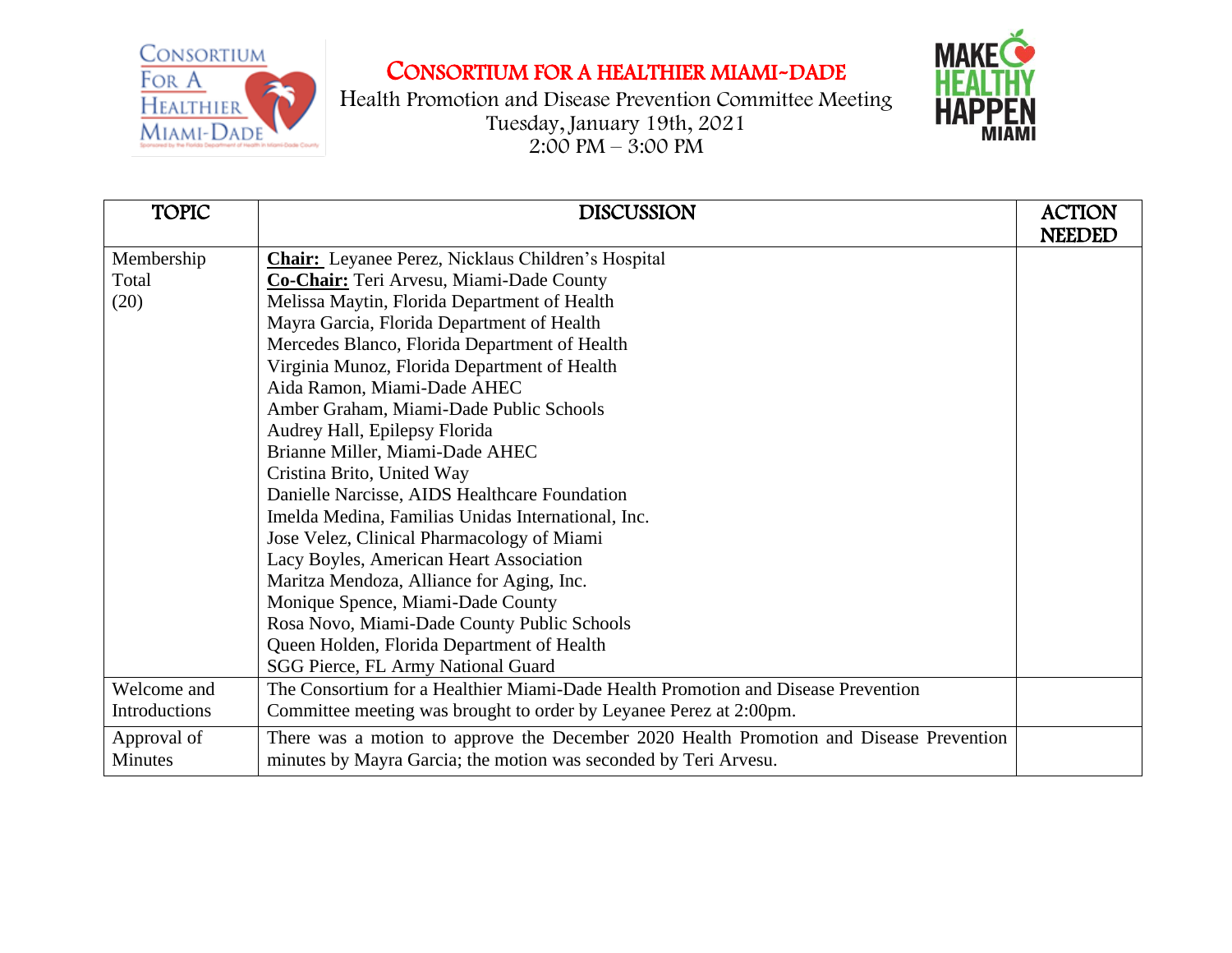# CONSORTIUM FOR A HEALTHIER MIAMI-DADE

Health Promotion and Disease Prevention Committee Meeting
Tuesday, January 19th, 2021
2:00 PM – 3:00 PM

| TOPIC | DISCUSSION | ACTION NEEDED |
|---|---|---|
| Membership Total (20) | **Chair:** Leyanee Perez, Nicklaus Children's Hospital<br>**Co-Chair:** Teri Arvesu, Miami-Dade County<br>Melissa Maytin, Florida Department of Health<br>Mayra Garcia, Florida Department of Health<br>Mercedes Blanco, Florida Department of Health<br>Virginia Munoz, Florida Department of Health<br>Aida Ramon, Miami-Dade AHEC<br>Amber Graham, Miami-Dade Public Schools<br>Audrey Hall, Epilepsy Florida<br>Brianne Miller, Miami-Dade AHEC<br>Cristina Brito, United Way<br>Danielle Narcisse, AIDS Healthcare Foundation<br>Imelda Medina, Familias Unidas International, Inc.<br>Jose Velez, Clinical Pharmacology of Miami<br>Lacy Boyles, American Heart Association<br>Maritza Mendoza, Alliance for Aging, Inc.<br>Monique Spence, Miami-Dade County<br>Rosa Novo, Miami-Dade County Public Schools<br>Queen Holden, Florida Department of Health<br>SGG Pierce, FL Army National Guard | |
| Welcome and Introductions | The Consortium for a Healthier Miami-Dade Health Promotion and Disease Prevention Committee meeting was brought to order by Leyanee Perez at 2:00pm. | |
| Approval of Minutes | There was a motion to approve the December 2020 Health Promotion and Disease Prevention minutes by Mayra Garcia; the motion was seconded by Teri Arvesu. | |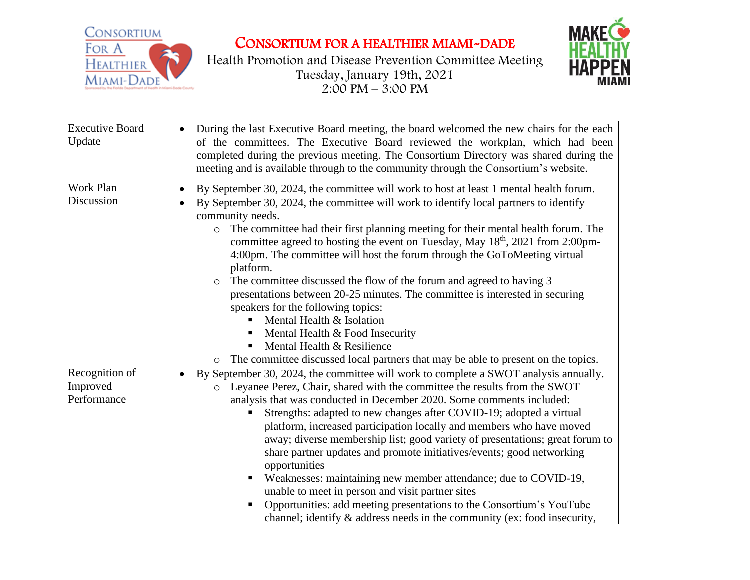# CONSORTIUM FOR A HEALTHIER MIAMI-DADE

Health Promotion and Disease Prevention Committee Meeting
Tuesday, January 19th, 2021
2:00 PM – 3:00 PM

| | | |
|---|---|---|
| Executive Board Update | • During the last Executive Board meeting, the board welcomed the new chairs for the each of the committees. The Executive Board reviewed the workplan, which had been completed during the previous meeting. The Consortium Directory was shared during the meeting and is available through to the community through the Consortium's website. | |
| Work Plan Discussion | • By September 30, 2024, the committee will work to host at least 1 mental health forum.<br>• By September 30, 2024, the committee will work to identify local partners to identify community needs.<br>  ○ The committee had their first planning meeting for their mental health forum. The committee agreed to hosting the event on Tuesday, May 18th, 2021 from 2:00pm-4:00pm. The committee will host the forum through the GoToMeeting virtual platform.<br>  ○ The committee discussed the flow of the forum and agreed to having 3 presentations between 20-25 minutes. The committee is interested in securing speakers for the following topics:<br>    ▪ Mental Health & Isolation<br>    ▪ Mental Health & Food Insecurity<br>    ▪ Mental Health & Resilience<br>  ○ The committee discussed local partners that may be able to present on the topics. | |
| Recognition of Improved Performance | • By September 30, 2024, the committee will work to complete a SWOT analysis annually.<br>  ○ Leyanee Perez, Chair, shared with the committee the results from the SWOT analysis that was conducted in December 2020. Some comments included:<br>    ▪ Strengths: adapted to new changes after COVID-19; adopted a virtual platform, increased participation locally and members who have moved away; diverse membership list; good variety of presentations; great forum to share partner updates and promote initiatives/events; good networking opportunities<br>    ▪ Weaknesses: maintaining new member attendance; due to COVID-19, unable to meet in person and visit partner sites<br>    ▪ Opportunities: add meeting presentations to the Consortium's YouTube channel; identify & address needs in the community (ex: food insecurity, | |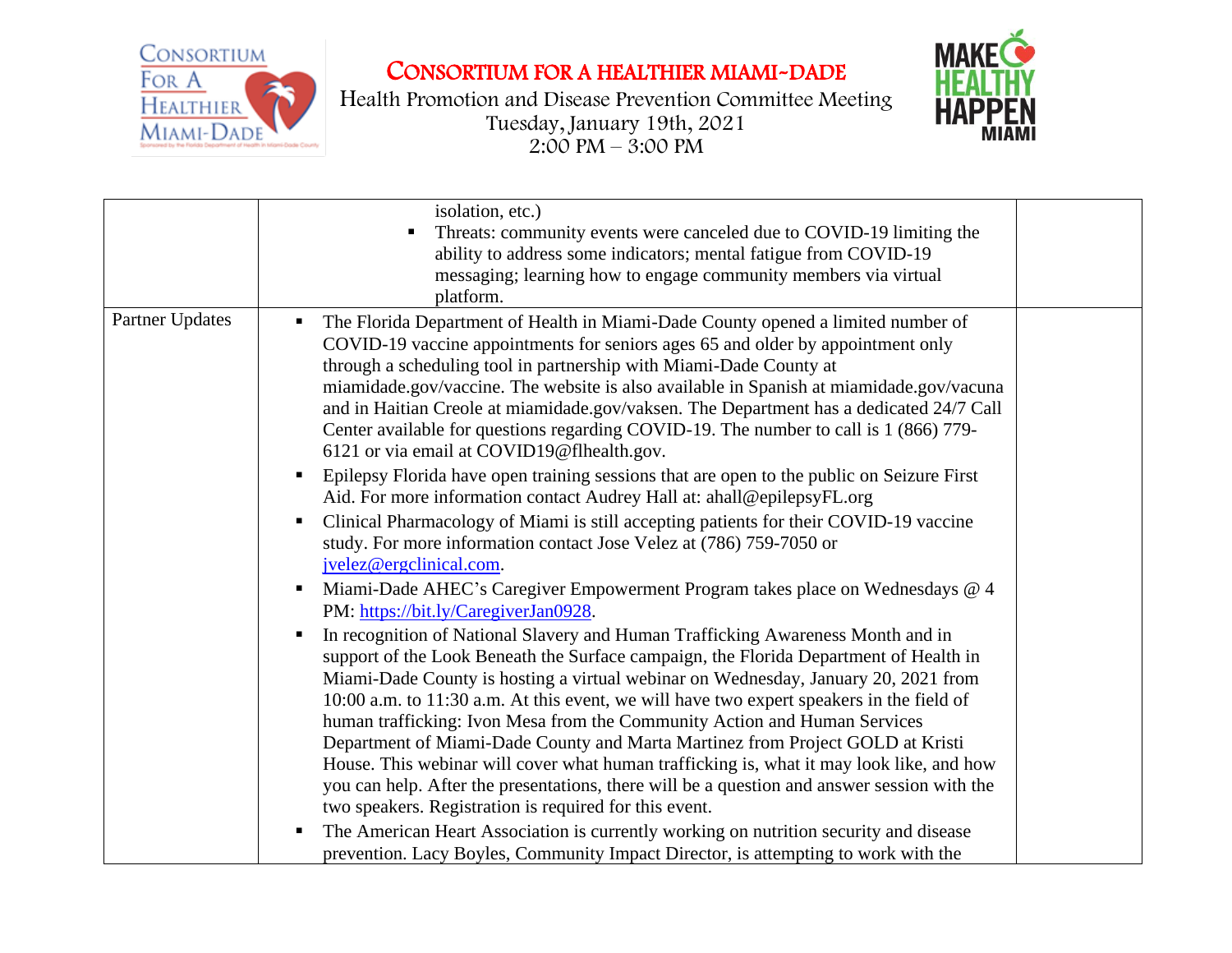# CONSORTIUM FOR A HEALTHIER MIAMI-DADE

Health Promotion and Disease Prevention Committee Meeting
Tuesday, January 19th, 2021
2:00 PM – 3:00 PM

| | | |
|---|---|---|
| | isolation, etc.)<br>▪ Threats: community events were canceled due to COVID-19 limiting the ability to address some indicators; mental fatigue from COVID-19 messaging; learning how to engage community members via virtual platform. | |
| Partner Updates | ▪ The Florida Department of Health in Miami-Dade County opened a limited number of COVID-19 vaccine appointments for seniors ages 65 and older by appointment only through a scheduling tool in partnership with Miami-Dade County at miamidade.gov/vaccine. The website is also available in Spanish at miamidade.gov/vacuna and in Haitian Creole at miamidade.gov/vaksen. The Department has a dedicated 24/7 Call Center available for questions regarding COVID-19. The number to call is 1 (866) 779-6121 or via email at COVID19@flhealth.gov.<br>▪ Epilepsy Florida have open training sessions that are open to the public on Seizure First Aid. For more information contact Audrey Hall at: ahall@epilepsyFL.org<br>▪ Clinical Pharmacology of Miami is still accepting patients for their COVID-19 vaccine study. For more information contact Jose Velez at (786) 759-7050 or jvelez@ergclinical.com.<br>▪ Miami-Dade AHEC's Caregiver Empowerment Program takes place on Wednesdays @ 4 PM: https://bit.ly/CaregiverJan0928.<br>▪ In recognition of National Slavery and Human Trafficking Awareness Month and in support of the Look Beneath the Surface campaign, the Florida Department of Health in Miami-Dade County is hosting a virtual webinar on Wednesday, January 20, 2021 from 10:00 a.m. to 11:30 a.m. At this event, we will have two expert speakers in the field of human trafficking: Ivon Mesa from the Community Action and Human Services Department of Miami-Dade County and Marta Martinez from Project GOLD at Kristi House. This webinar will cover what human trafficking is, what it may look like, and how you can help. After the presentations, there will be a question and answer session with the two speakers. Registration is required for this event.<br>▪ The American Heart Association is currently working on nutrition security and disease prevention. Lacy Boyles, Community Impact Director, is attempting to work with the | |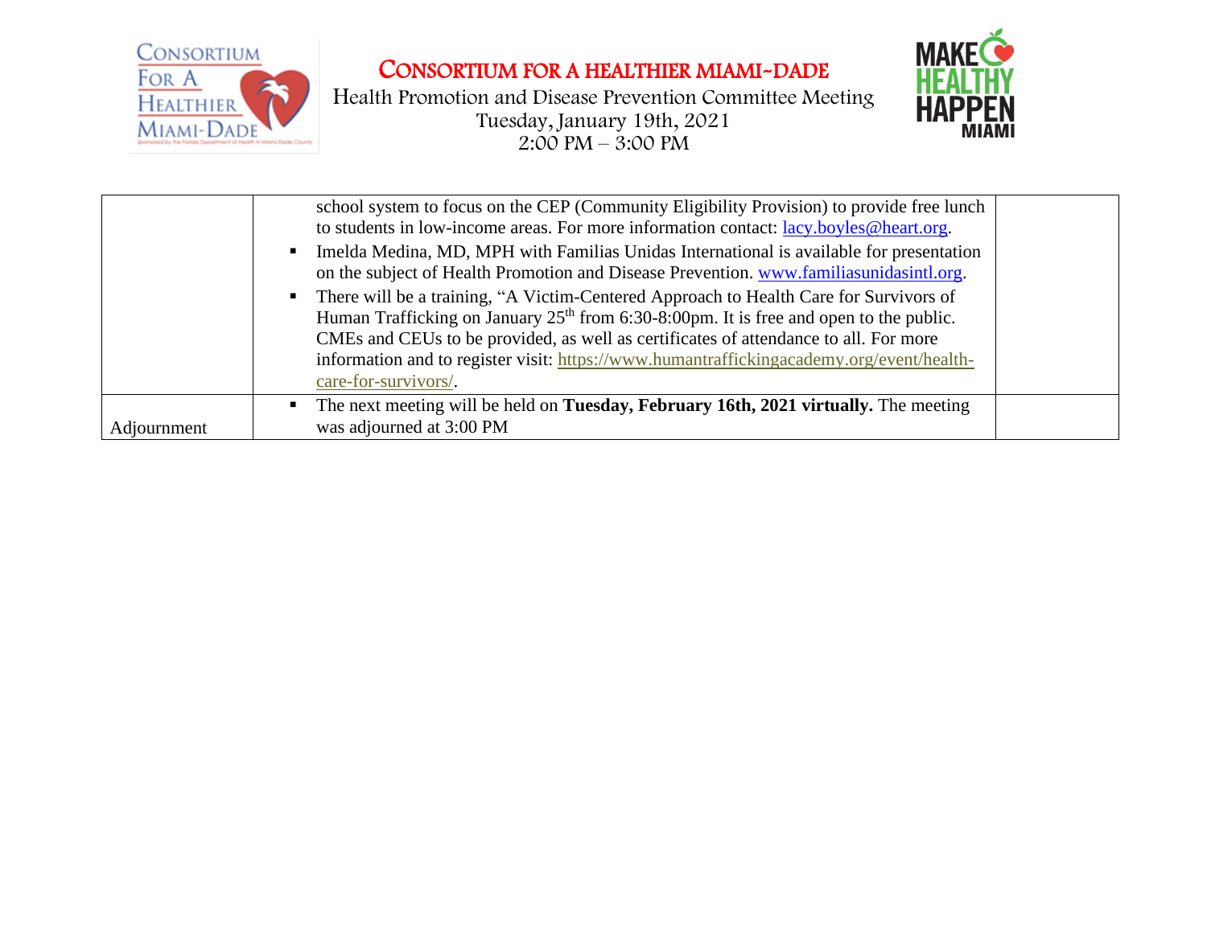# Consortium for a Healthier Miami-Dade

Health Promotion and Disease Prevention Committee Meeting
Tuesday, January 19th, 2021
2:00 PM – 3:00 PM

| | | |
|---|---|---|
| | school system to focus on the CEP (Community Eligibility Provision) to provide free lunch to students in low-income areas. For more information contact: lacy.boyles@heart.org.<br>▪ Imelda Medina, MD, MPH with Familias Unidas International is available for presentation on the subject of Health Promotion and Disease Prevention. www.familiasunidasintl.org.<br>▪ There will be a training, "A Victim-Centered Approach to Health Care for Survivors of Human Trafficking on January 25th from 6:30-8:00pm. It is free and open to the public. CMEs and CEUs to be provided, as well as certificates of attendance to all. For more information and to register visit: https://www.humantraffickingacademy.org/event/health-care-for-survivors/. | |
| Adjournment | ▪ The next meeting will be held on **Tuesday, February 16th, 2021 virtually.** The meeting was adjourned at 3:00 PM | |